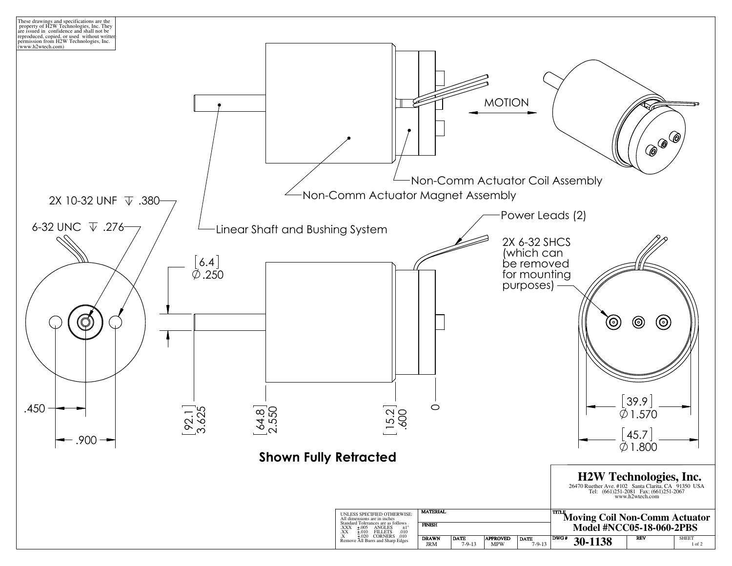These drawings and specifications are the property of H2W Technologies, Inc. They are issued in confidence and shall not be reproduced, copied, or used without written permission from H2W Technologies, Inc. (www.h2wtech.com)

MOTION

Non-Comm Actuator Coil Assembly

Non-Comm Actuator Magnet Assembly

Linear Shaft and Bushing System

Power Leads (2)

2X 10-32 UNF ↧ .380

6-32 UNC ↧ .276

[6.4] ∅.250

2X 6-32 SHCS (which can be removed for mounting purposes)

.450

.900

[92.1] 3.625

[64.8] 2.550

[15.2] .600

0

[39.9] ∅1.570

[45.7] ∅1.800

**Shown Fully Retracted**

# H2W Technologies, Inc.

26470 Ruether Ave. #102 Santa Clarita, CA 91350 USA
Tel: (661)251-2081 Fax: (661)251-2067
www.h2wtech.com

UNLESS SPECIFIED OTHERWISE:
All dimensions are in inches
Standard Tolerances are as follows

| | | | | |
|---|---|---|---|---|
| .XXX | ±.005 | ANGLES | ±1° |
| .XX | ±.010 | FILLETS | .010 |
| .X | ±.020 | CORNERS | .010 |

Remove All Burrs and Sharp Edges

| MATERIAL | | | | TITLE |
|---|---|---|---|---|
| FINISH | | | | **Moving Coil Non-Comm Actuator Model #NCC05-18-060-2PBS** |
| DRAWN JRM | DATE 7-9-13 | APPROVED MPW | DATE 7-9-13 | DWG # **30-1138** REV SHEET 1 of 2 |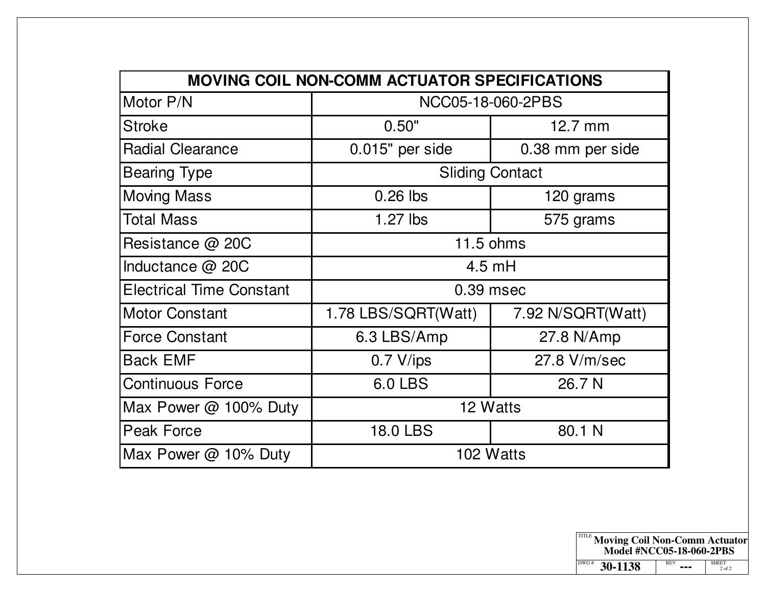| MOVING COIL NON-COMM ACTUATOR SPECIFICATIONS | | |
| --- | --- | --- |
| Motor P/N | NCC05-18-060-2PBS | |
| Stroke | 0.50" | 12.7 mm |
| Radial Clearance | 0.015" per side | 0.38 mm per side |
| Bearing Type | Sliding Contact | |
| Moving Mass | 0.26 lbs | 120 grams |
| Total Mass | 1.27 lbs | 575 grams |
| Resistance @ 20C | 11.5 ohms | |
| Inductance @ 20C | 4.5 mH | |
| Electrical Time Constant | 0.39 msec | |
| Motor Constant | 1.78 LBS/SQRT(Watt) | 7.92 N/SQRT(Watt) |
| Force Constant | 6.3 LBS/Amp | 27.8 N/Amp |
| Back EMF | 0.7 V/ips | 27.8 V/m/sec |
| Continuous Force | 6.0 LBS | 26.7 N |
| Max Power @ 100% Duty | 12 Watts | |
| Peak Force | 18.0 LBS | 80.1 N |
| Max Power @ 10% Duty | 102 Watts | |

| | | | |
| --- | --- | --- | --- |
| TITLE Moving Coil Non-Comm Actuator Model #NCC05-18-060-2PBS | | | |
| DWG # 30-1138 | REV --- | SHEET 2 of 2 | |